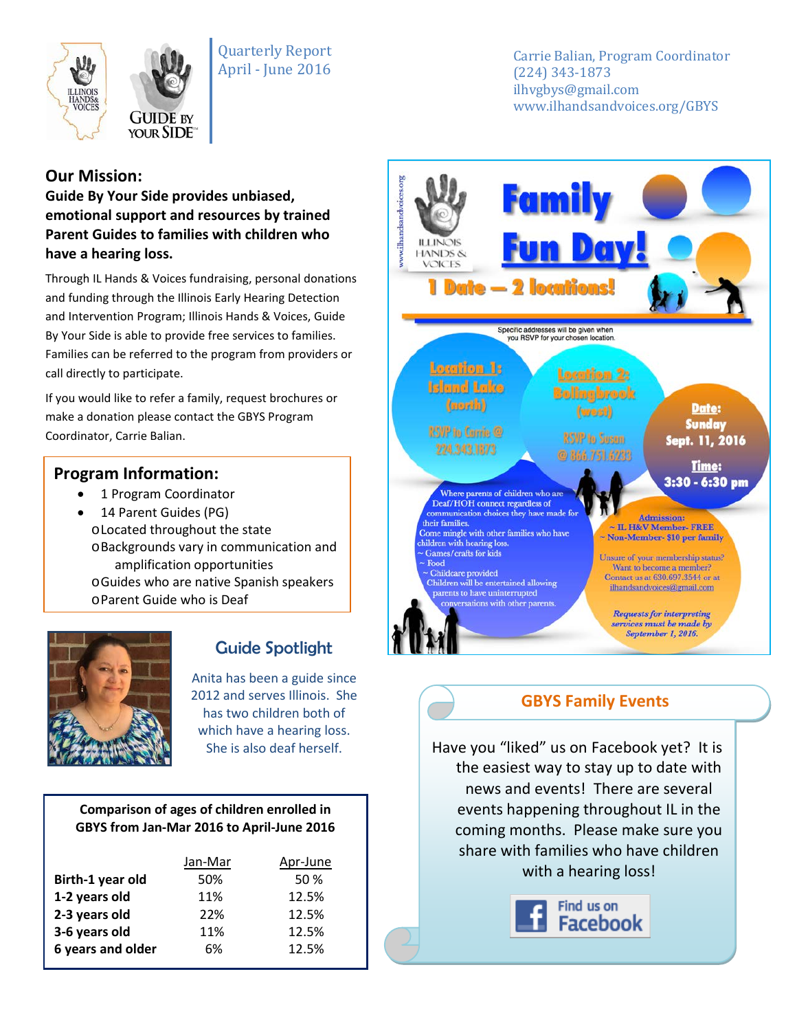Quarterly Report
April - June 2016

Carrie Balian, Program Coordinator
(224) 343-1873
ilhvgbys@gmail.com
www.ilhandsandvoices.org/GBYS

## Our Mission:

**Guide By Your Side provides unbiased, emotional support and resources by trained Parent Guides to families with children who have a hearing loss.**

Through IL Hands & Voices fundraising, personal donations and funding through the Illinois Early Hearing Detection and Intervention Program; Illinois Hands & Voices, Guide By Your Side is able to provide free services to families. Families can be referred to the program from providers or call directly to participate.

If you would like to refer a family, request brochures or make a donation please contact the GBYS Program Coordinator, Carrie Balian.

## Program Information:

- 1 Program Coordinator
- 14 Parent Guides (PG)
  - Located throughout the state
  - Backgrounds vary in communication and amplification opportunities
  - Guides who are native Spanish speakers
  - Parent Guide who is Deaf

## Guide Spotlight

Anita has been a guide since 2012 and serves Illinois. She has two children both of which have a hearing loss. She is also deaf herself.

**Comparison of ages of children enrolled in GBYS from Jan-Mar 2016 to April-June 2016**

| | Jan-Mar | Apr-June |
|---|---|---|
| **Birth-1 year old** | 50% | 50 % |
| **1-2 years old** | 11% | 12.5% |
| **2-3 years old** | 22% | 12.5% |
| **3-6 years old** | 11% | 12.5% |
| **6 years and older** | 6% | 12.5% |

www.ilhandsandvoices.org

ILLINOIS HANDS & VOICES

# Family Fun Day!

## 1 Date — 2 locations!

Specific addresses will be given when you RSVP for your chosen location.

**Location 1:** Island Lake (north)
RSVP to Carrie @ 224.343.1873

**Location 2:** Bolingbrook (west)
RSVP to Susan @ 866.751.6233

**Date:** Sunday Sept. 11, 2016

**Time:** 3:30 - 6:30 pm

Where parents of children who are Deaf/HOH connect regardless of communication choices they have made for their families.
Come mingle with other families who have children with hearing loss.
~ Games/crafts for kids
~ Food
~ Childcare provided
Children will be entertained allowing parents to have uninterrupted conversations with other parents.

**Admission:**
~ IL H&V Member- FREE
~ Non-Member- $10 per family

Unsure of your membership status? Want to become a member? Contact us at 630.697.3544 or at ilhandsandvoices@gmail.com

*Requests for interpreting services must be made by September 1, 2016.*

## GBYS Family Events

Have you "liked" us on Facebook yet? It is the easiest way to stay up to date with news and events! There are several events happening throughout IL in the coming months. Please make sure you share with families who have children with a hearing loss!

Find us on Facebook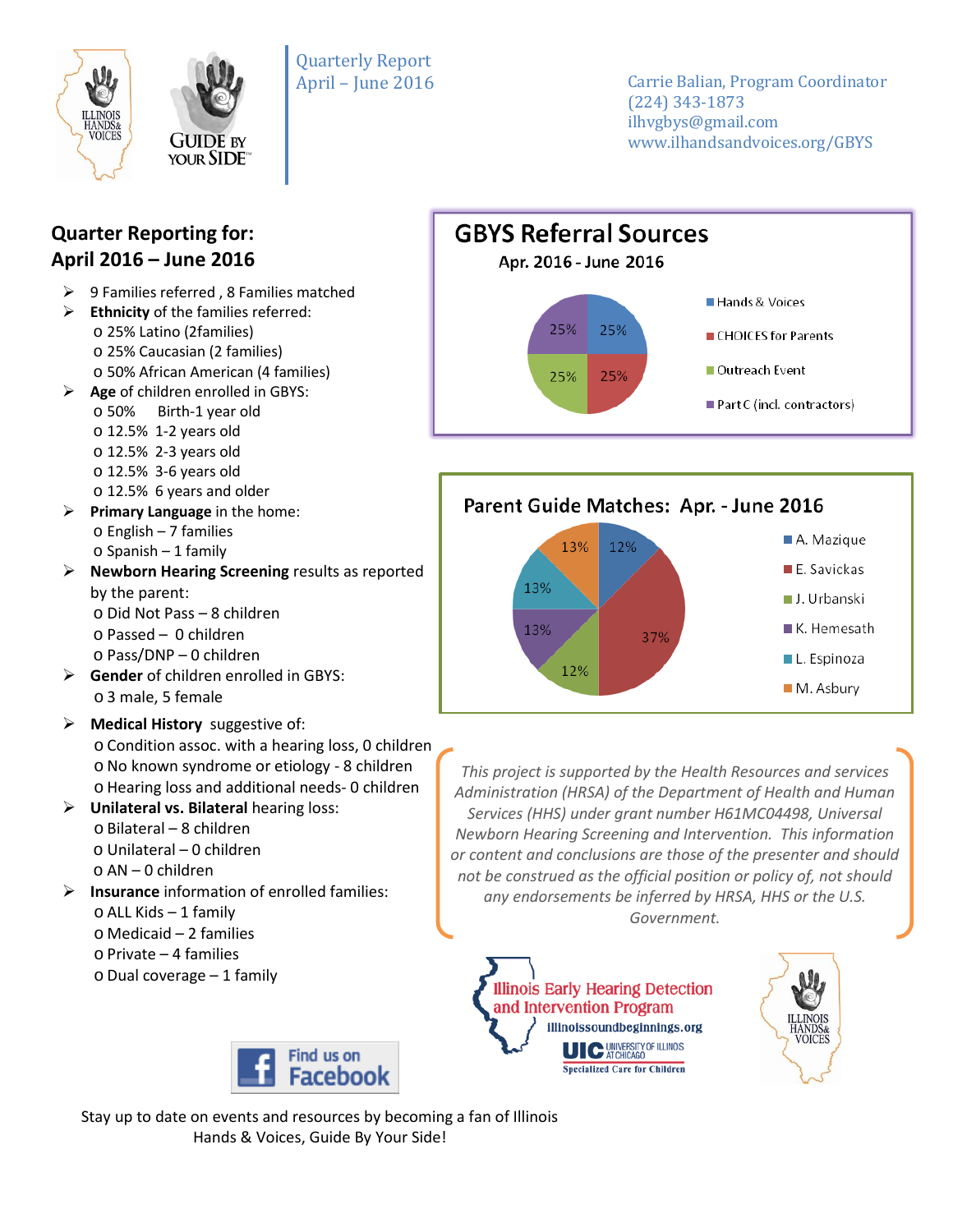Quarterly Report
April – June 2016

Carrie Balian, Program Coordinator
(224) 343-1873
ilhvgbys@gmail.com
www.ilhandsandvoices.org/GBYS

## Quarter Reporting for: April 2016 – June 2016

- 9 Families referred , 8 Families matched
- **Ethnicity** of the families referred:
  - 25% Latino (2families)
  - 25% Caucasian (2 families)
  - 50% African American (4 families)
- **Age** of children enrolled in GBYS:
  - 50% Birth-1 year old
  - 12.5% 1-2 years old
  - 12.5% 2-3 years old
  - 12.5% 3-6 years old
  - 12.5% 6 years and older
- **Primary Language** in the home:
  - English – 7 families
  - Spanish – 1 family
- **Newborn Hearing Screening** results as reported by the parent:
  - Did Not Pass – 8 children
  - Passed – 0 children
  - Pass/DNP – 0 children
- **Gender** of children enrolled in GBYS:
  - 3 male, 5 female
- **Medical History** suggestive of:
  - Condition assoc. with a hearing loss, 0 children
  - No known syndrome or etiology - 8 children
  - Hearing loss and additional needs- 0 children
- **Unilateral vs. Bilateral** hearing loss:
  - Bilateral – 8 children
  - Unilateral – 0 children
  - AN – 0 children
- **Insurance** information of enrolled families:
  - ALL Kids – 1 family
  - Medicaid – 2 families
  - Private – 4 families
  - Dual coverage – 1 family

## GBYS Referral Sources

Apr. 2016 - June 2016

25%
25%
25%
25%

Hands & Voices
CHOICES for Parents
Outreach Event
Part C (incl. contractors)

## Parent Guide Matches: Apr. - June 2016

12%
37%
12%
13%
13%
13%

A. Mazique
E. Savickas
J. Urbanski
K. Hemesath
L. Espinoza
M. Asbury

*This project is supported by the Health Resources and services Administration (HRSA) of the Department of Health and Human Services (HHS) under grant number H61MC04498, Universal Newborn Hearing Screening and Intervention. This information or content and conclusions are those of the presenter and should not be construed as the official position or policy of, not should any endorsements be inferred by HRSA, HHS or the U.S. Government.*

Illinois Early Hearing Detection and Intervention Program
illinoissoundbeginnings.org
UIC University of Illinois at Chicago
Specialized Care for Children

Find us on Facebook

Stay up to date on events and resources by becoming a fan of Illinois Hands & Voices, Guide By Your Side!